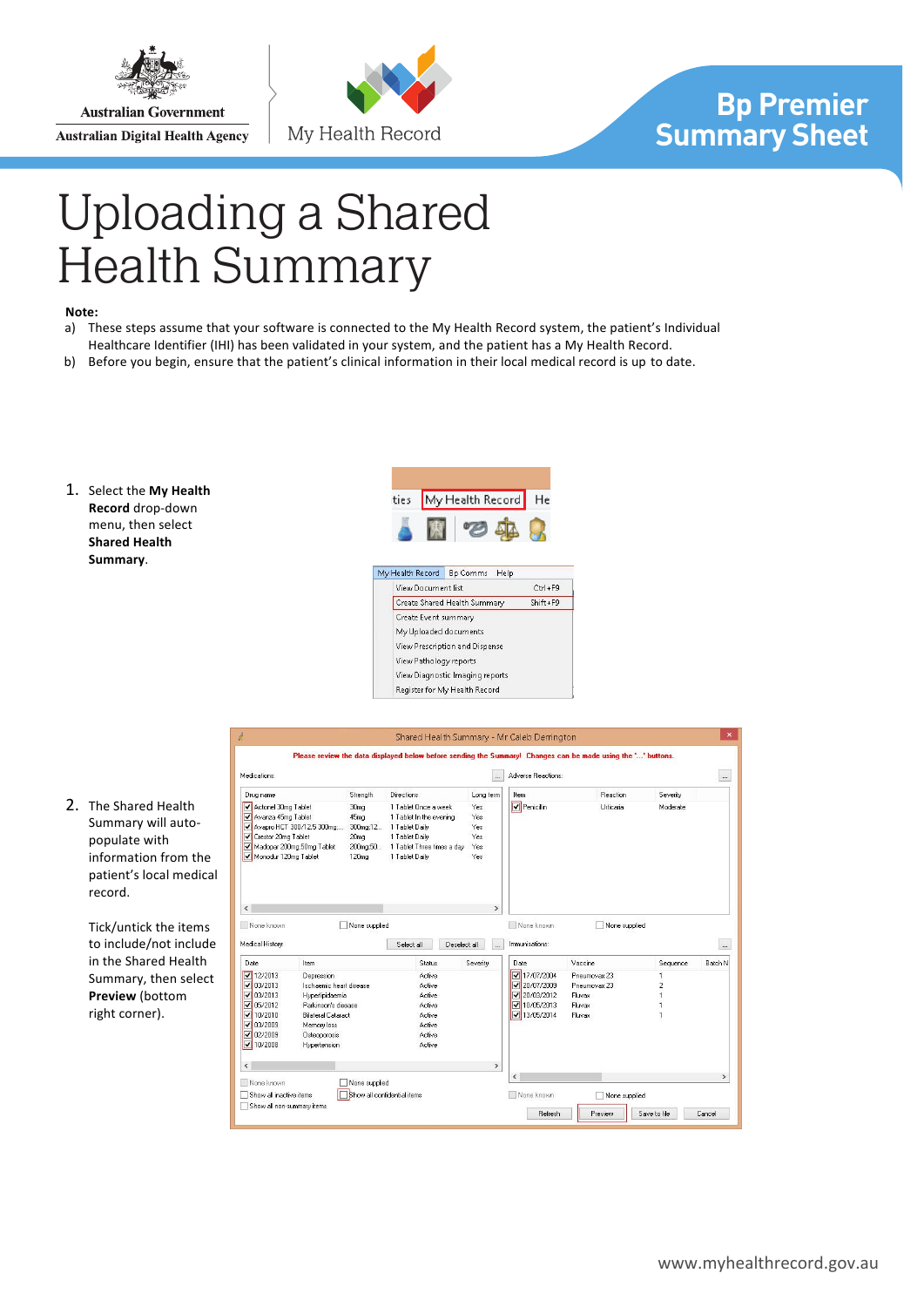# Bp Premier Summary Sheet

# Uploading a Shared Health Summary

**Note:**

a) These steps assume that your software is connected to the My Health Record system, the patient's Individual Healthcare Identifier (IHI) has been validated in your system, and the patient has a My Health Record.

b) Before you begin, ensure that the patient's clinical information in their local medical record is up to date.

1. Select the **My Health Record** drop-down menu, then select **Shared Health Summary**.

2. The Shared Health Summary will auto-populate with information from the patient's local medical record.

   Tick/untick the items to include/not include in the Shared Health Summary, then select **Preview** (bottom right corner).

www.myhealthrecord.gov.au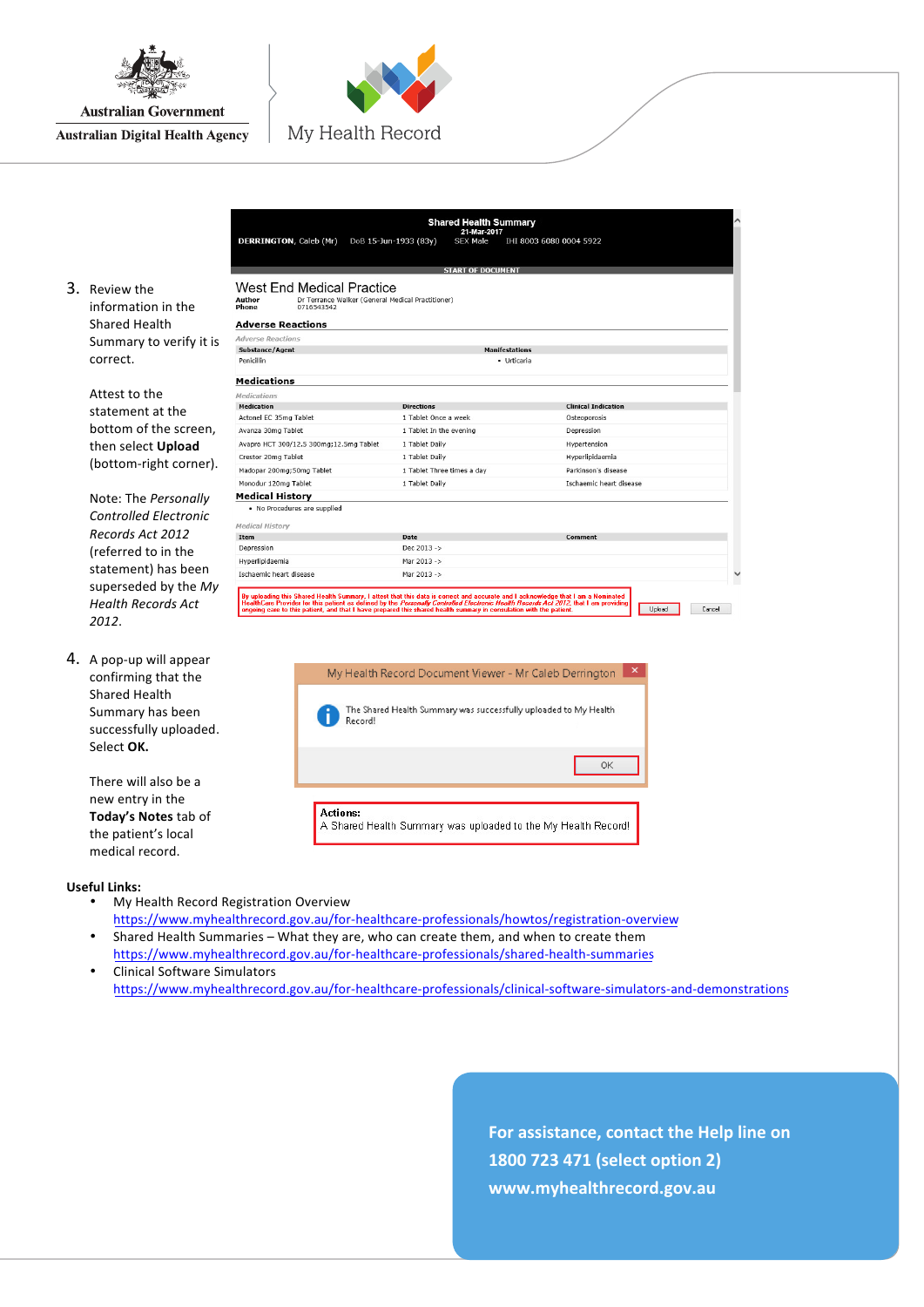3. Review the information in the Shared Health Summary to verify it is correct.

   Attest to the statement at the bottom of the screen, then select **Upload** (bottom-right corner).

   Note: The *Personally Controlled Electronic Records Act 2012* (referred to in the statement) has been superseded by the *My Health Records Act 2012*.

4. A pop-up will appear confirming that the Shared Health Summary has been successfully uploaded. Select **OK.**

   There will also be a new entry in the **Today's Notes** tab of the patient's local medical record.

**Useful Links:**

- My Health Record Registration Overview
  https://www.myhealthrecord.gov.au/for-healthcare-professionals/howtos/registration-overview
- Shared Health Summaries – What they are, who can create them, and when to create them
  https://www.myhealthrecord.gov.au/for-healthcare-professionals/shared-health-summaries
- Clinical Software Simulators
  https://www.myhealthrecord.gov.au/for-healthcare-professionals/clinical-software-simulators-and-demonstrations

**For assistance, contact the Help line on 1800 723 471 (select option 2)**
**www.myhealthrecord.gov.au**